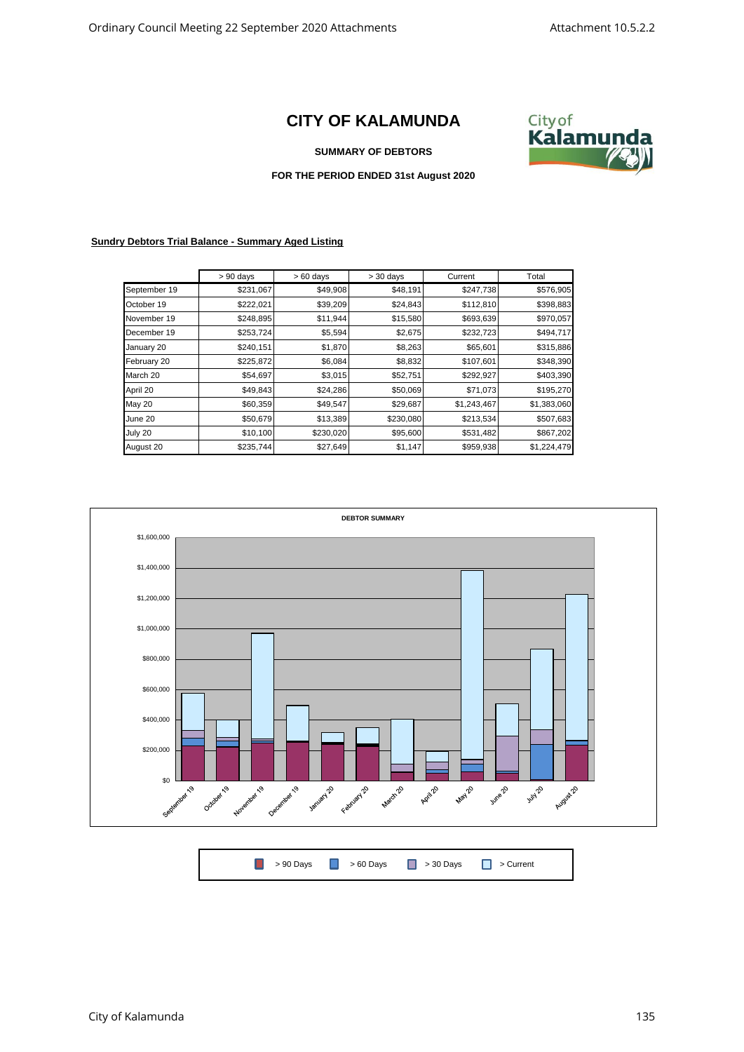# CITY OF KALAMUNDA

**SUMMARY OF DEBTORS**

**FOR THE PERIOD ENDED 31st August 2020**

**Sundry Debtors Trial Balance - Summary Aged Listing**

| | > 90 days | > 60 days | > 30 days | Current | Total |
|---|---|---|---|---|---|
| September 19 | $231,067 | $49,908 | $48,191 | $247,738 | $576,905 |
| October 19 | $222,021 | $39,209 | $24,843 | $112,810 | $398,883 |
| November 19 | $248,895 | $11,944 | $15,580 | $693,639 | $970,057 |
| December 19 | $253,724 | $5,594 | $2,675 | $232,723 | $494,717 |
| January 20 | $240,151 | $1,870 | $8,263 | $65,601 | $315,886 |
| February 20 | $225,872 | $6,084 | $8,832 | $107,601 | $348,390 |
| March 20 | $54,697 | $3,015 | $52,751 | $292,927 | $403,390 |
| April 20 | $49,843 | $24,286 | $50,069 | $71,073 | $195,270 |
| May 20 | $60,359 | $49,547 | $29,687 | $1,243,467 | $1,383,060 |
| June 20 | $50,679 | $13,389 | $230,080 | $213,534 | $507,683 |
| July 20 | $10,100 | $230,020 | $95,600 | $531,482 | $867,202 |
| August 20 | $235,744 | $27,649 | $1,147 | $959,938 | $1,224,479 |

**DEBTOR SUMMARY**

> 90 Days | > 60 Days | > 30 Days | > Current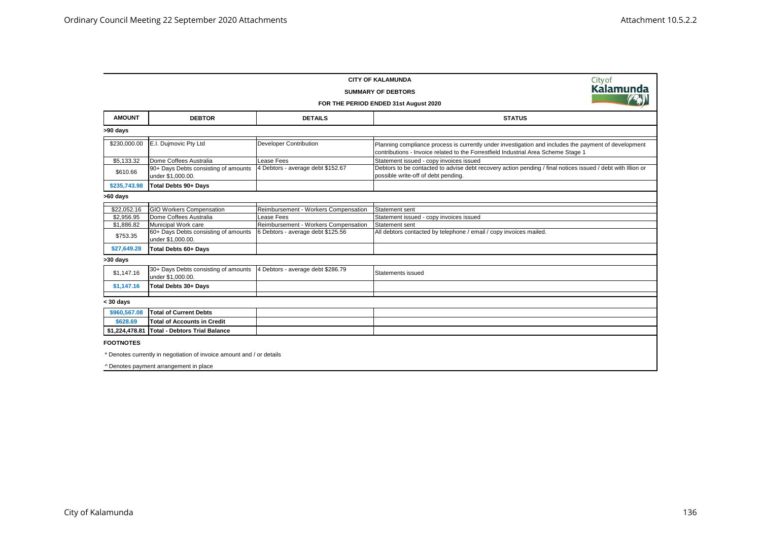**CITY OF KALAMUNDA**

**SUMMARY OF DEBTORS**

**FOR THE PERIOD ENDED 31st August 2020**

| AMOUNT | DEBTOR | DETAILS | STATUS |
|---|---|---|---|
| **>90 days** | | | |
| $230,000.00 | E.I. Dujmovic Pty Ltd | Developer Contribution | Planning compliance process is currently under investigation and includes the payment of development contributions - Invoice related to the Forrestfield Industrial Area Scheme Stage 1 |
| $5,133.32 | Dome Coffees Australia | Lease Fees | Statement issued - copy invoices issued |
| $610.66 | 90+ Days Debts consisting of amounts under $1,000.00. | 4 Debtors - average debt $152.67 | Debtors to be contacted to advise debt recovery action pending / final notices issued / debt with Illion or possible write-off of debt pending. |
| **$235,743.98** | **Total Debts 90+ Days** | | |
| **>60 days** | | | |
| $22,052.16 | GIO Workers Compensation | Reimbursement - Workers Compensation | Statement sent |
| $2,956.95 | Dome Coffees Australia | Lease Fees | Statement issued - copy invoices issued |
| $1,886.82 | Municipal Work care | Reimbursement - Workers Compensation | Statement sent |
| $753.35 | 60+ Days Debts consisting of amounts under $1,000.00. | 6 Debtors - average debt $125.56 | All debtors contacted by telephone / email / copy invoices mailed. |
| **$27,649.28** | **Total Debts 60+ Days** | | |
| **>30 days** | | | |
| $1,147.16 | 30+ Days Debts consisting of amounts under $1,000.00. | 4 Debtors - average debt $286.79 | Statements issued |
| **$1,147.16** | **Total Debts 30+ Days** | | |
| **< 30 days** | | | |
| **$960,567.08** | **Total of Current Debts** | | |
| **$628.69** | **Total of Accounts in Credit** | | |
| **$1,224,478.81** | **Total - Debtors Trial Balance** | | |

**FOOTNOTES**

* Denotes currently in negotiation of invoice amount and / or details

^ Denotes payment arrangement in place